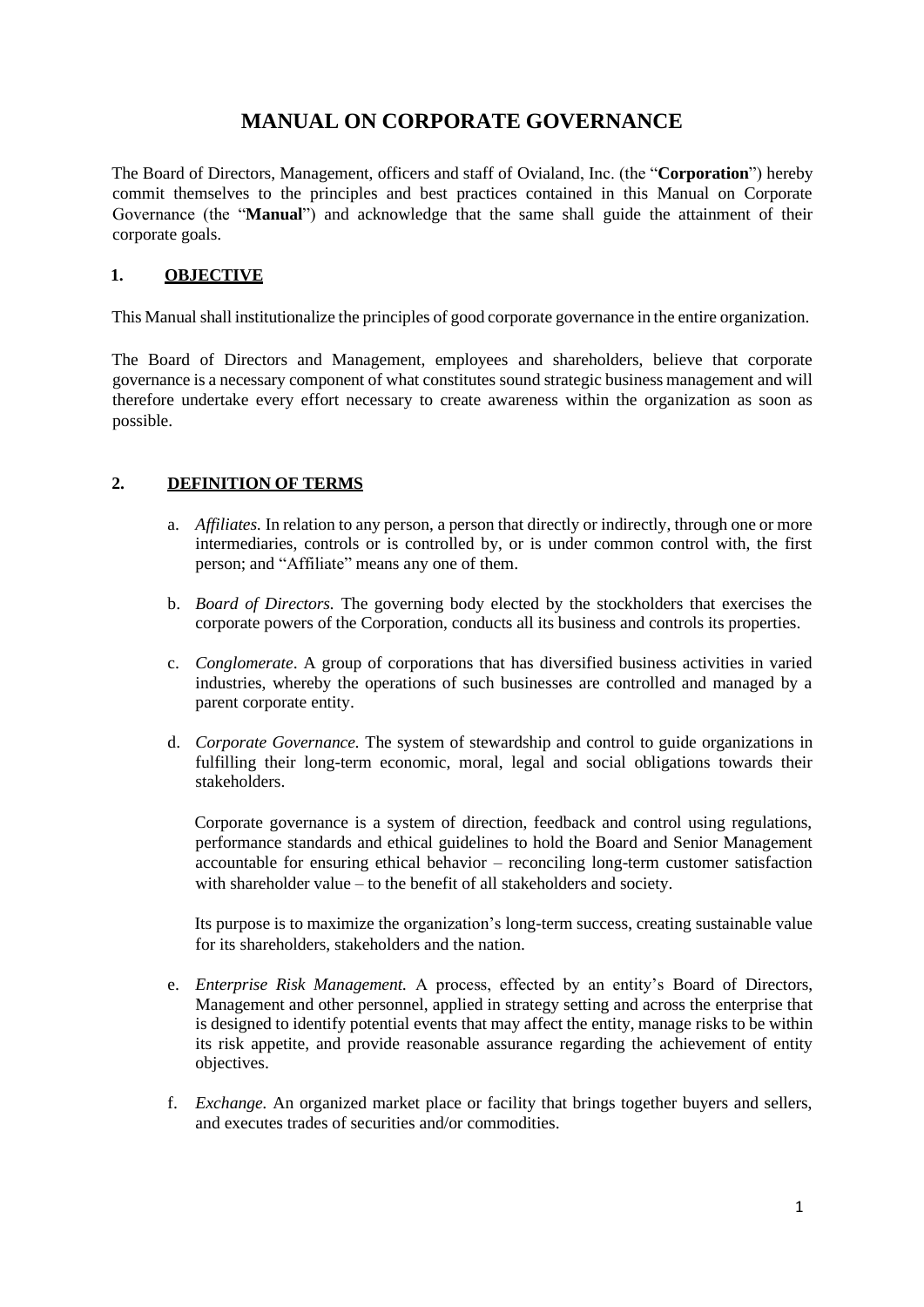# MANUAL ON CORPORATE GOVERNANCE

The Board of Directors, Management, officers and staff of Ovialand, Inc. (the "**Corporation**") hereby commit themselves to the principles and best practices contained in this Manual on Corporate Governance (the "**Manual**") and acknowledge that the same shall guide the attainment of their corporate goals.

## 1. OBJECTIVE

This Manual shall institutionalize the principles of good corporate governance in the entire organization.

The Board of Directors and Management, employees and shareholders, believe that corporate governance is a necessary component of what constitutes sound strategic business management and will therefore undertake every effort necessary to create awareness within the organization as soon as possible.

## 2. DEFINITION OF TERMS

a. *Affiliates.* In relation to any person, a person that directly or indirectly, through one or more intermediaries, controls or is controlled by, or is under common control with, the first person; and "Affiliate" means any one of them.

b. *Board of Directors.* The governing body elected by the stockholders that exercises the corporate powers of the Corporation, conducts all its business and controls its properties.

c. *Conglomerate*. A group of corporations that has diversified business activities in varied industries, whereby the operations of such businesses are controlled and managed by a parent corporate entity.

d. *Corporate Governance.* The system of stewardship and control to guide organizations in fulfilling their long-term economic, moral, legal and social obligations towards their stakeholders.

   Corporate governance is a system of direction, feedback and control using regulations, performance standards and ethical guidelines to hold the Board and Senior Management accountable for ensuring ethical behavior – reconciling long-term customer satisfaction with shareholder value – to the benefit of all stakeholders and society.

   Its purpose is to maximize the organization's long-term success, creating sustainable value for its shareholders, stakeholders and the nation.

e. *Enterprise Risk Management.* A process, effected by an entity's Board of Directors, Management and other personnel, applied in strategy setting and across the enterprise that is designed to identify potential events that may affect the entity, manage risks to be within its risk appetite, and provide reasonable assurance regarding the achievement of entity objectives.

f. *Exchange.* An organized market place or facility that brings together buyers and sellers, and executes trades of securities and/or commodities.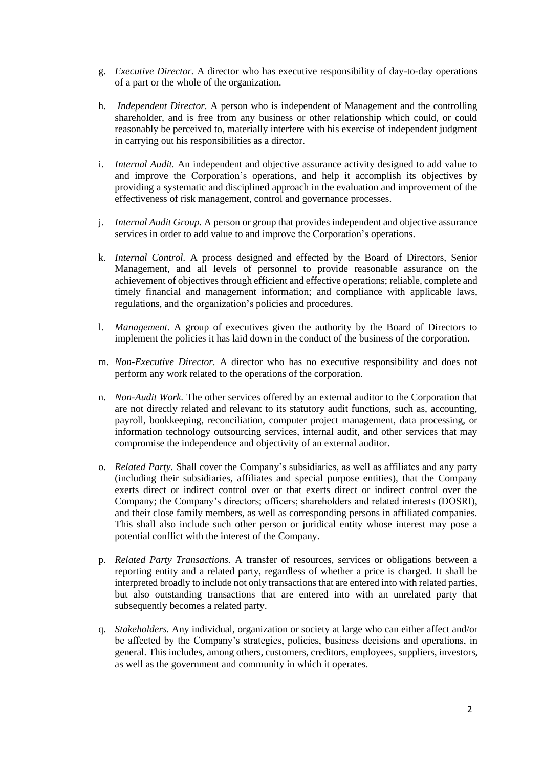g. *Executive Director.* A director who has executive responsibility of day-to-day operations of a part or the whole of the organization.

h. *Independent Director.* A person who is independent of Management and the controlling shareholder, and is free from any business or other relationship which could, or could reasonably be perceived to, materially interfere with his exercise of independent judgment in carrying out his responsibilities as a director.

i. *Internal Audit.* An independent and objective assurance activity designed to add value to and improve the Corporation's operations, and help it accomplish its objectives by providing a systematic and disciplined approach in the evaluation and improvement of the effectiveness of risk management, control and governance processes.

j. *Internal Audit Group.* A person or group that provides independent and objective assurance services in order to add value to and improve the Corporation's operations.

k. *Internal Control.* A process designed and effected by the Board of Directors, Senior Management, and all levels of personnel to provide reasonable assurance on the achievement of objectives through efficient and effective operations; reliable, complete and timely financial and management information; and compliance with applicable laws, regulations, and the organization's policies and procedures.

l. *Management.* A group of executives given the authority by the Board of Directors to implement the policies it has laid down in the conduct of the business of the corporation.

m. *Non-Executive Director.* A director who has no executive responsibility and does not perform any work related to the operations of the corporation.

n. *Non-Audit Work.* The other services offered by an external auditor to the Corporation that are not directly related and relevant to its statutory audit functions, such as, accounting, payroll, bookkeeping, reconciliation, computer project management, data processing, or information technology outsourcing services, internal audit, and other services that may compromise the independence and objectivity of an external auditor.

o. *Related Party.* Shall cover the Company's subsidiaries, as well as affiliates and any party (including their subsidiaries, affiliates and special purpose entities), that the Company exerts direct or indirect control over or that exerts direct or indirect control over the Company; the Company's directors; officers; shareholders and related interests (DOSRI), and their close family members, as well as corresponding persons in affiliated companies. This shall also include such other person or juridical entity whose interest may pose a potential conflict with the interest of the Company.

p. *Related Party Transactions.* A transfer of resources, services or obligations between a reporting entity and a related party, regardless of whether a price is charged. It shall be interpreted broadly to include not only transactions that are entered into with related parties, but also outstanding transactions that are entered into with an unrelated party that subsequently becomes a related party.

q. *Stakeholders.* Any individual, organization or society at large who can either affect and/or be affected by the Company's strategies, policies, business decisions and operations, in general. This includes, among others, customers, creditors, employees, suppliers, investors, as well as the government and community in which it operates.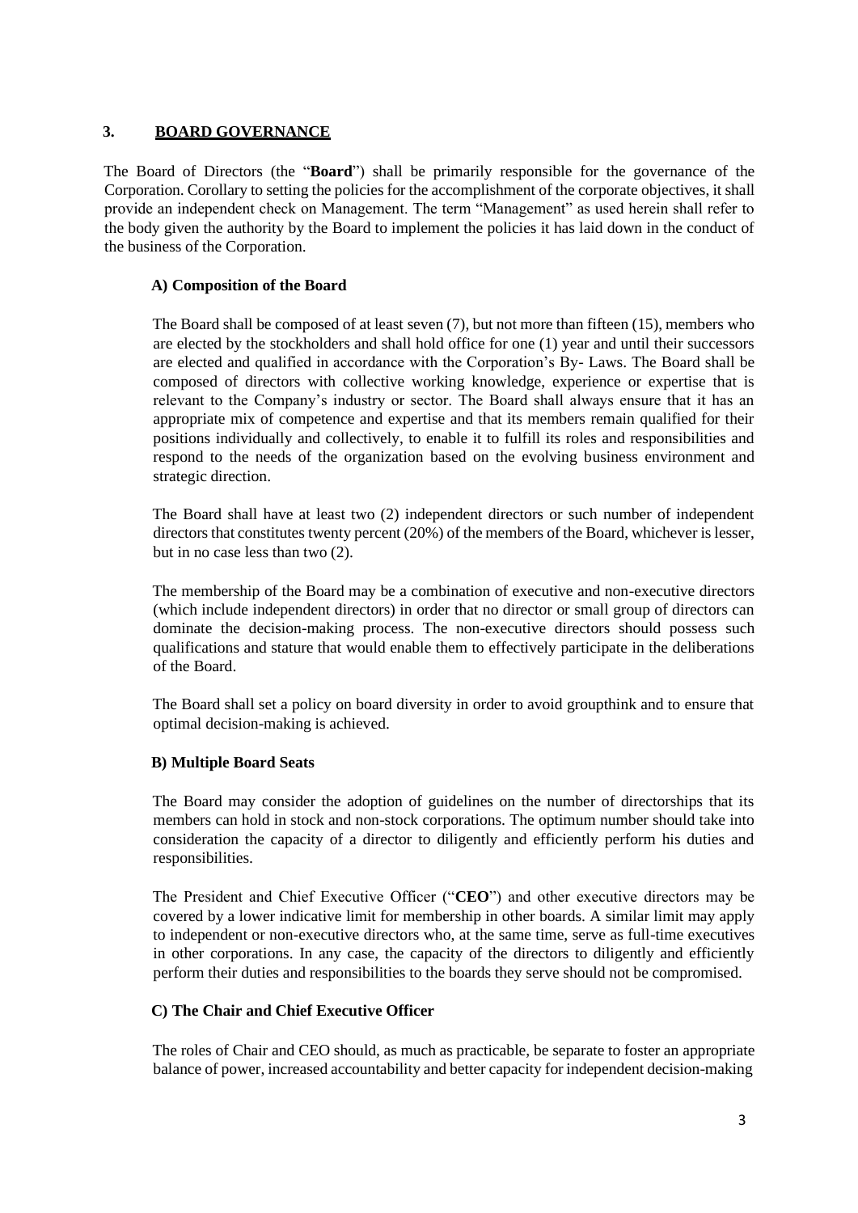## 3. BOARD GOVERNANCE

The Board of Directors (the "**Board**") shall be primarily responsible for the governance of the Corporation. Corollary to setting the policies for the accomplishment of the corporate objectives, it shall provide an independent check on Management. The term "Management" as used herein shall refer to the body given the authority by the Board to implement the policies it has laid down in the conduct of the business of the Corporation.

### A) Composition of the Board

The Board shall be composed of at least seven (7), but not more than fifteen (15), members who are elected by the stockholders and shall hold office for one (1) year and until their successors are elected and qualified in accordance with the Corporation's By- Laws. The Board shall be composed of directors with collective working knowledge, experience or expertise that is relevant to the Company's industry or sector. The Board shall always ensure that it has an appropriate mix of competence and expertise and that its members remain qualified for their positions individually and collectively, to enable it to fulfill its roles and responsibilities and respond to the needs of the organization based on the evolving business environment and strategic direction.

The Board shall have at least two (2) independent directors or such number of independent directors that constitutes twenty percent (20%) of the members of the Board, whichever is lesser, but in no case less than two (2).

The membership of the Board may be a combination of executive and non-executive directors (which include independent directors) in order that no director or small group of directors can dominate the decision-making process. The non-executive directors should possess such qualifications and stature that would enable them to effectively participate in the deliberations of the Board.

The Board shall set a policy on board diversity in order to avoid groupthink and to ensure that optimal decision-making is achieved.

### B) Multiple Board Seats

The Board may consider the adoption of guidelines on the number of directorships that its members can hold in stock and non-stock corporations. The optimum number should take into consideration the capacity of a director to diligently and efficiently perform his duties and responsibilities.

The President and Chief Executive Officer ("**CEO**") and other executive directors may be covered by a lower indicative limit for membership in other boards. A similar limit may apply to independent or non-executive directors who, at the same time, serve as full-time executives in other corporations. In any case, the capacity of the directors to diligently and efficiently perform their duties and responsibilities to the boards they serve should not be compromised.

### C) The Chair and Chief Executive Officer

The roles of Chair and CEO should, as much as practicable, be separate to foster an appropriate balance of power, increased accountability and better capacity for independent decision-making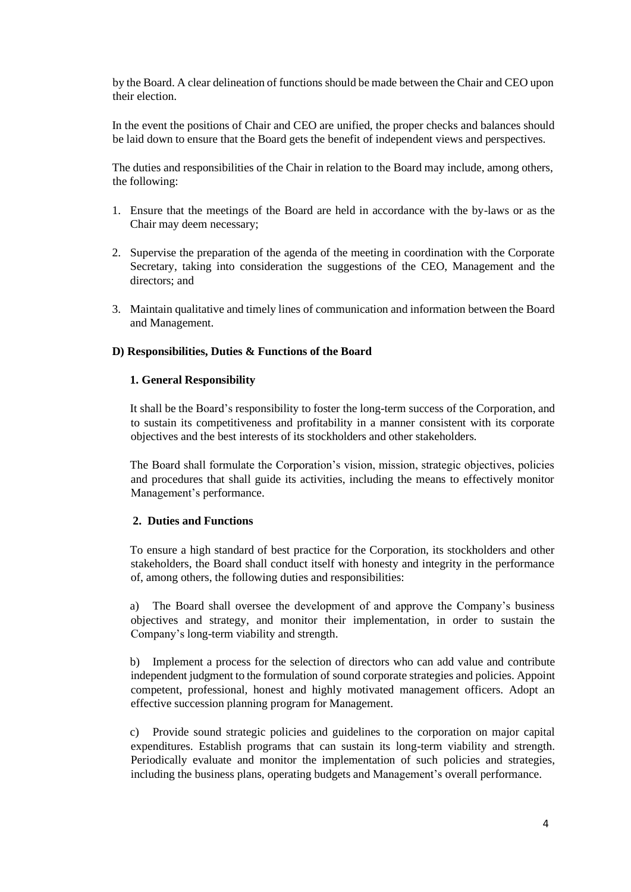by the Board. A clear delineation of functions should be made between the Chair and CEO upon their election.

In the event the positions of Chair and CEO are unified, the proper checks and balances should be laid down to ensure that the Board gets the benefit of independent views and perspectives.

The duties and responsibilities of the Chair in relation to the Board may include, among others, the following:

1. Ensure that the meetings of the Board are held in accordance with the by-laws or as the Chair may deem necessary;
2. Supervise the preparation of the agenda of the meeting in coordination with the Corporate Secretary, taking into consideration the suggestions of the CEO, Management and the directors; and
3. Maintain qualitative and timely lines of communication and information between the Board and Management.

**D) Responsibilities, Duties & Functions of the Board**

**1. General Responsibility**

It shall be the Board's responsibility to foster the long-term success of the Corporation, and to sustain its competitiveness and profitability in a manner consistent with its corporate objectives and the best interests of its stockholders and other stakeholders.

The Board shall formulate the Corporation's vision, mission, strategic objectives, policies and procedures that shall guide its activities, including the means to effectively monitor Management's performance.

**2. Duties and Functions**

To ensure a high standard of best practice for the Corporation, its stockholders and other stakeholders, the Board shall conduct itself with honesty and integrity in the performance of, among others, the following duties and responsibilities:

a) The Board shall oversee the development of and approve the Company's business objectives and strategy, and monitor their implementation, in order to sustain the Company's long-term viability and strength.

b) Implement a process for the selection of directors who can add value and contribute independent judgment to the formulation of sound corporate strategies and policies. Appoint competent, professional, honest and highly motivated management officers. Adopt an effective succession planning program for Management.

c) Provide sound strategic policies and guidelines to the corporation on major capital expenditures. Establish programs that can sustain its long-term viability and strength. Periodically evaluate and monitor the implementation of such policies and strategies, including the business plans, operating budgets and Management's overall performance.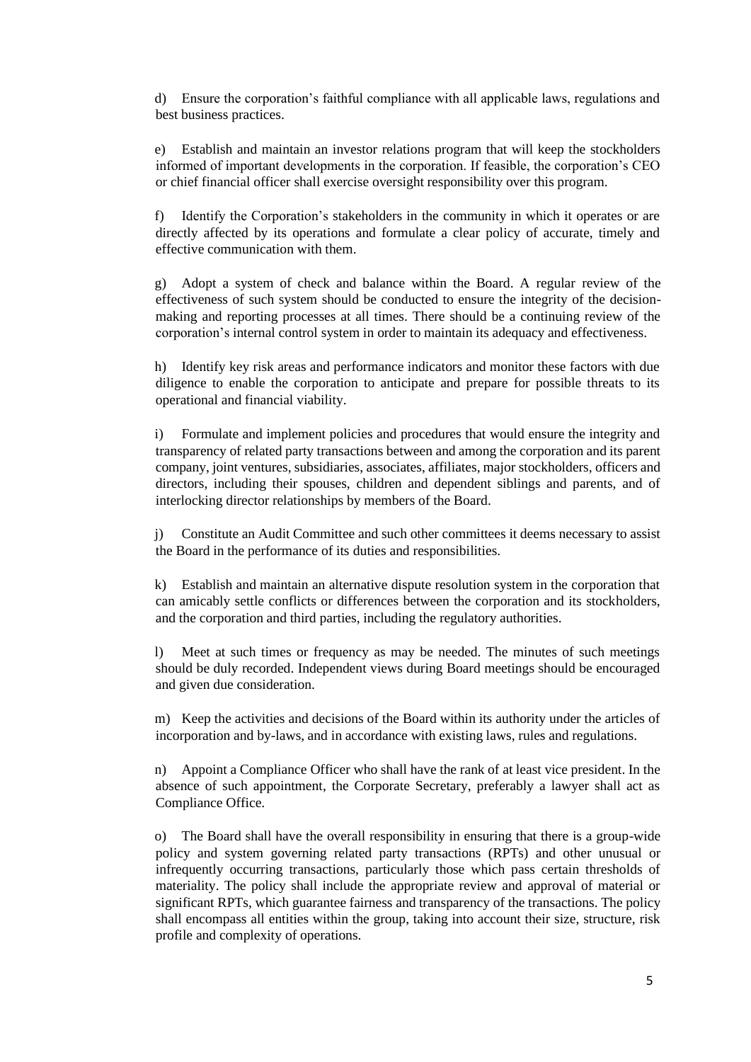d) Ensure the corporation's faithful compliance with all applicable laws, regulations and best business practices.

e) Establish and maintain an investor relations program that will keep the stockholders informed of important developments in the corporation. If feasible, the corporation's CEO or chief financial officer shall exercise oversight responsibility over this program.

f) Identify the Corporation's stakeholders in the community in which it operates or are directly affected by its operations and formulate a clear policy of accurate, timely and effective communication with them.

g) Adopt a system of check and balance within the Board. A regular review of the effectiveness of such system should be conducted to ensure the integrity of the decision-making and reporting processes at all times. There should be a continuing review of the corporation's internal control system in order to maintain its adequacy and effectiveness.

h) Identify key risk areas and performance indicators and monitor these factors with due diligence to enable the corporation to anticipate and prepare for possible threats to its operational and financial viability.

i) Formulate and implement policies and procedures that would ensure the integrity and transparency of related party transactions between and among the corporation and its parent company, joint ventures, subsidiaries, associates, affiliates, major stockholders, officers and directors, including their spouses, children and dependent siblings and parents, and of interlocking director relationships by members of the Board.

j) Constitute an Audit Committee and such other committees it deems necessary to assist the Board in the performance of its duties and responsibilities.

k) Establish and maintain an alternative dispute resolution system in the corporation that can amicably settle conflicts or differences between the corporation and its stockholders, and the corporation and third parties, including the regulatory authorities.

l) Meet at such times or frequency as may be needed. The minutes of such meetings should be duly recorded. Independent views during Board meetings should be encouraged and given due consideration.

m) Keep the activities and decisions of the Board within its authority under the articles of incorporation and by-laws, and in accordance with existing laws, rules and regulations.

n) Appoint a Compliance Officer who shall have the rank of at least vice president. In the absence of such appointment, the Corporate Secretary, preferably a lawyer shall act as Compliance Office.

o) The Board shall have the overall responsibility in ensuring that there is a group-wide policy and system governing related party transactions (RPTs) and other unusual or infrequently occurring transactions, particularly those which pass certain thresholds of materiality. The policy shall include the appropriate review and approval of material or significant RPTs, which guarantee fairness and transparency of the transactions. The policy shall encompass all entities within the group, taking into account their size, structure, risk profile and complexity of operations.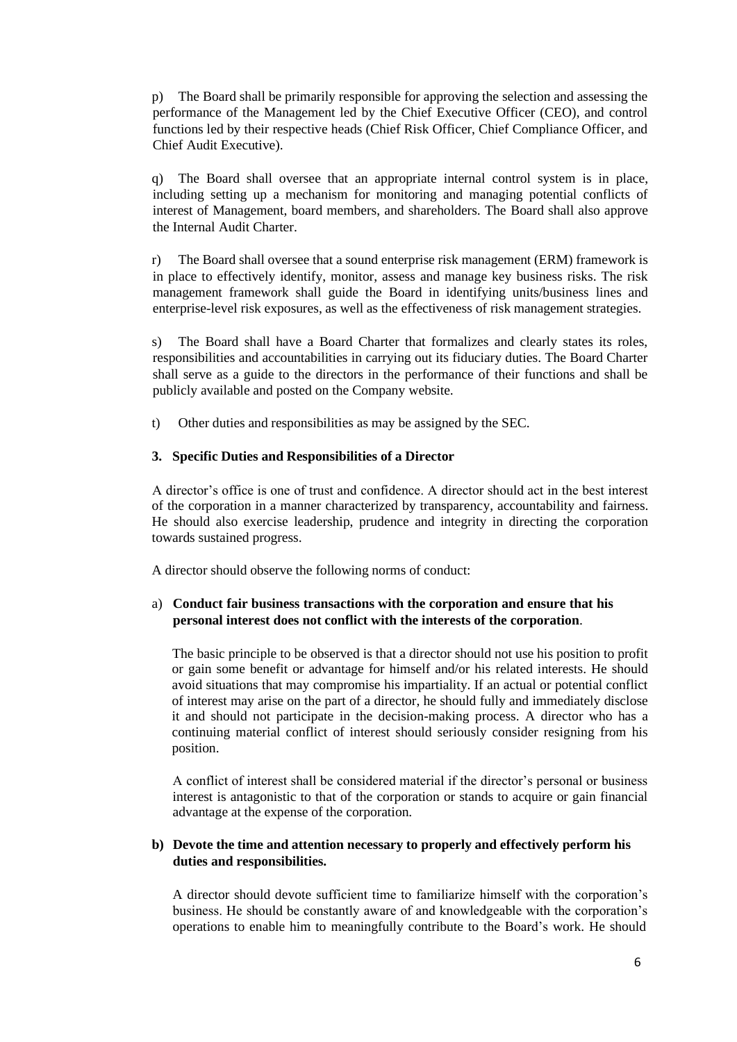p) The Board shall be primarily responsible for approving the selection and assessing the performance of the Management led by the Chief Executive Officer (CEO), and control functions led by their respective heads (Chief Risk Officer, Chief Compliance Officer, and Chief Audit Executive).

q) The Board shall oversee that an appropriate internal control system is in place, including setting up a mechanism for monitoring and managing potential conflicts of interest of Management, board members, and shareholders. The Board shall also approve the Internal Audit Charter.

r) The Board shall oversee that a sound enterprise risk management (ERM) framework is in place to effectively identify, monitor, assess and manage key business risks. The risk management framework shall guide the Board in identifying units/business lines and enterprise-level risk exposures, as well as the effectiveness of risk management strategies.

s) The Board shall have a Board Charter that formalizes and clearly states its roles, responsibilities and accountabilities in carrying out its fiduciary duties. The Board Charter shall serve as a guide to the directors in the performance of their functions and shall be publicly available and posted on the Company website.

t) Other duties and responsibilities as may be assigned by the SEC.

### 3. Specific Duties and Responsibilities of a Director

A director's office is one of trust and confidence. A director should act in the best interest of the corporation in a manner characterized by transparency, accountability and fairness. He should also exercise leadership, prudence and integrity in directing the corporation towards sustained progress.

A director should observe the following norms of conduct:

a) **Conduct fair business transactions with the corporation and ensure that his personal interest does not conflict with the interests of the corporation**.

The basic principle to be observed is that a director should not use his position to profit or gain some benefit or advantage for himself and/or his related interests. He should avoid situations that may compromise his impartiality. If an actual or potential conflict of interest may arise on the part of a director, he should fully and immediately disclose it and should not participate in the decision-making process. A director who has a continuing material conflict of interest should seriously consider resigning from his position.

A conflict of interest shall be considered material if the director's personal or business interest is antagonistic to that of the corporation or stands to acquire or gain financial advantage at the expense of the corporation.

**b) Devote the time and attention necessary to properly and effectively perform his duties and responsibilities.**

A director should devote sufficient time to familiarize himself with the corporation's business. He should be constantly aware of and knowledgeable with the corporation's operations to enable him to meaningfully contribute to the Board's work. He should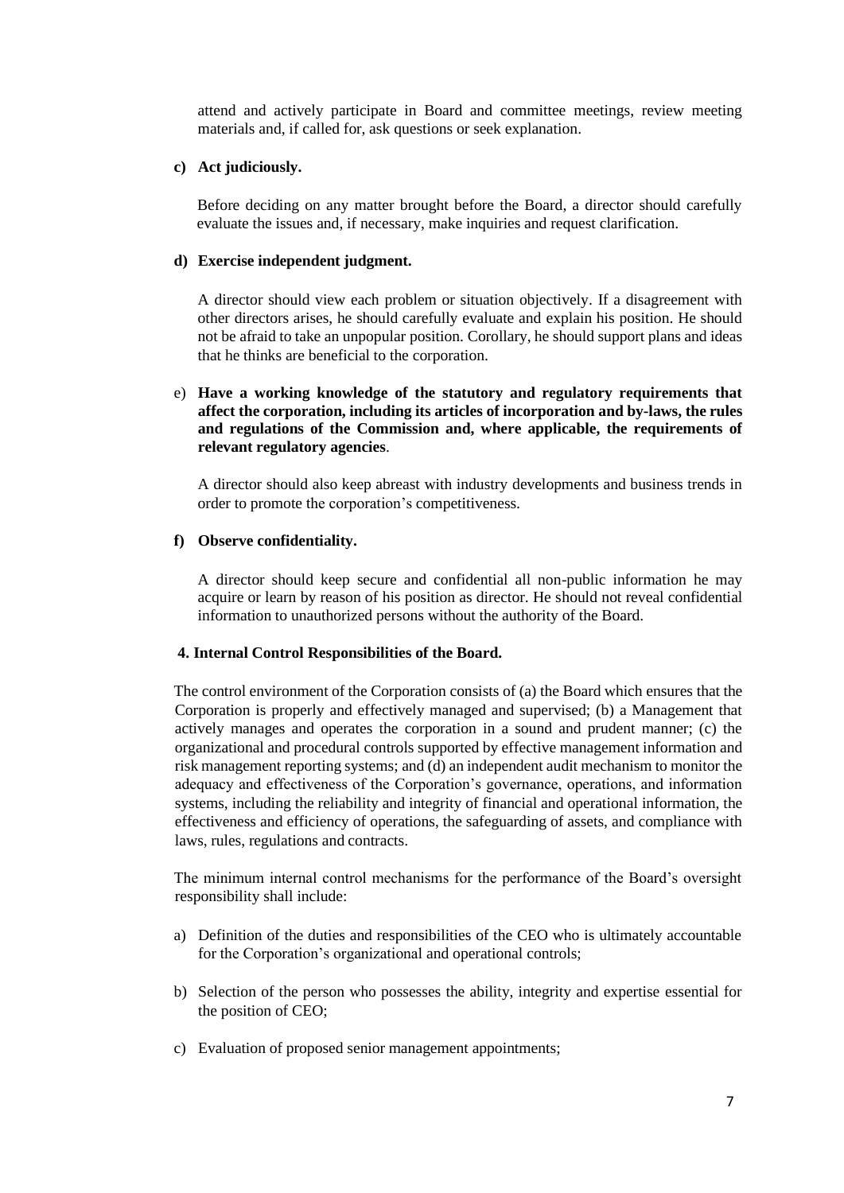attend and actively participate in Board and committee meetings, review meeting materials and, if called for, ask questions or seek explanation.

**c) Act judiciously.**

Before deciding on any matter brought before the Board, a director should carefully evaluate the issues and, if necessary, make inquiries and request clarification.

**d) Exercise independent judgment.**

A director should view each problem or situation objectively. If a disagreement with other directors arises, he should carefully evaluate and explain his position. He should not be afraid to take an unpopular position. Corollary, he should support plans and ideas that he thinks are beneficial to the corporation.

e) **Have a working knowledge of the statutory and regulatory requirements that affect the corporation, including its articles of incorporation and by-laws, the rules and regulations of the Commission and, where applicable, the requirements of relevant regulatory agencies**.

A director should also keep abreast with industry developments and business trends in order to promote the corporation's competitiveness.

**f) Observe confidentiality.**

A director should keep secure and confidential all non-public information he may acquire or learn by reason of his position as director. He should not reveal confidential information to unauthorized persons without the authority of the Board.

**4. Internal Control Responsibilities of the Board.**

The control environment of the Corporation consists of (a) the Board which ensures that the Corporation is properly and effectively managed and supervised; (b) a Management that actively manages and operates the corporation in a sound and prudent manner; (c) the organizational and procedural controls supported by effective management information and risk management reporting systems; and (d) an independent audit mechanism to monitor the adequacy and effectiveness of the Corporation's governance, operations, and information systems, including the reliability and integrity of financial and operational information, the effectiveness and efficiency of operations, the safeguarding of assets, and compliance with laws, rules, regulations and contracts.

The minimum internal control mechanisms for the performance of the Board's oversight responsibility shall include:

a) Definition of the duties and responsibilities of the CEO who is ultimately accountable for the Corporation's organizational and operational controls;

b) Selection of the person who possesses the ability, integrity and expertise essential for the position of CEO;

c) Evaluation of proposed senior management appointments;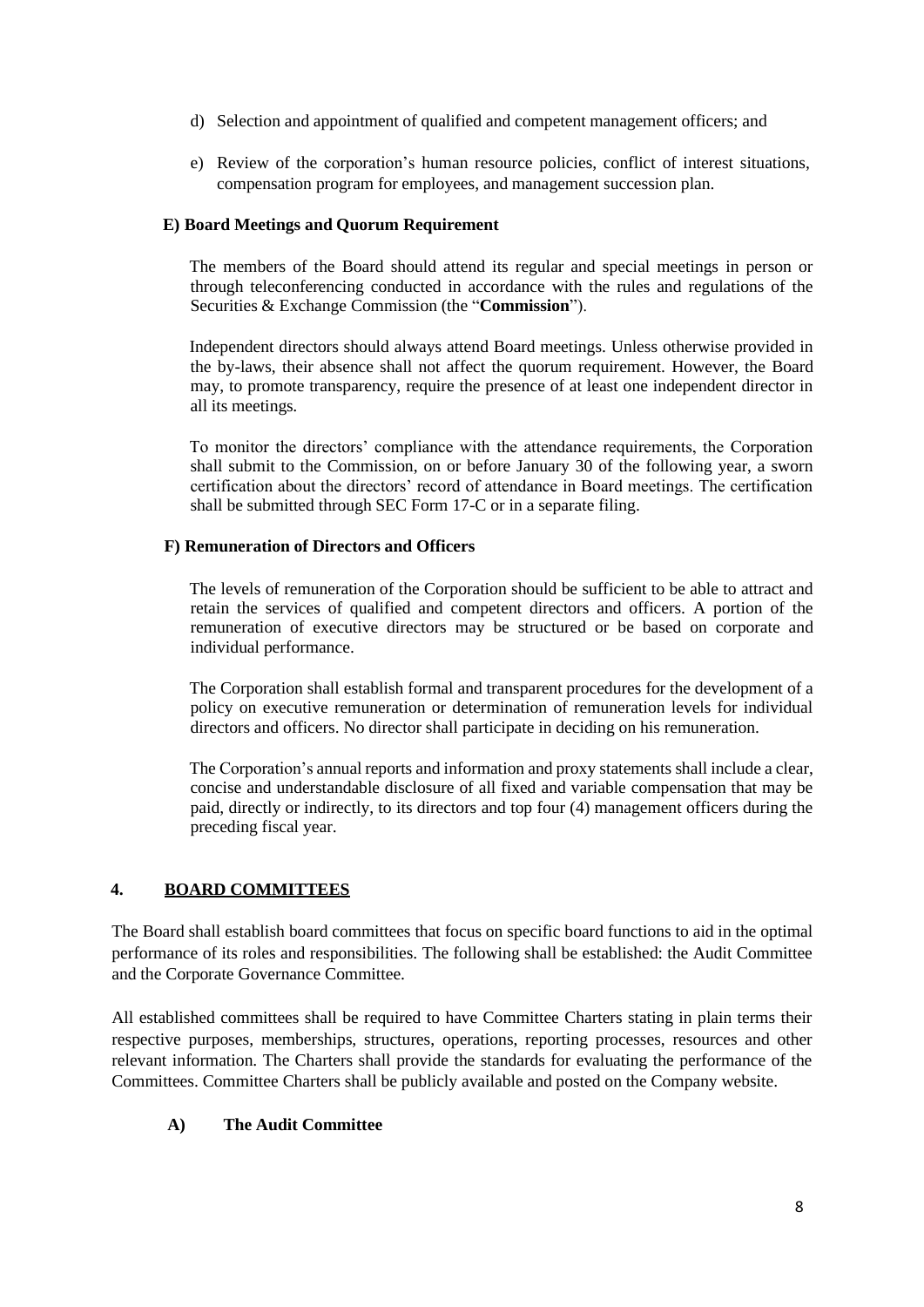d) Selection and appointment of qualified and competent management officers; and

e) Review of the corporation's human resource policies, conflict of interest situations, compensation program for employees, and management succession plan.

**E) Board Meetings and Quorum Requirement**

The members of the Board should attend its regular and special meetings in person or through teleconferencing conducted in accordance with the rules and regulations of the Securities & Exchange Commission (the "**Commission**").

Independent directors should always attend Board meetings. Unless otherwise provided in the by-laws, their absence shall not affect the quorum requirement. However, the Board may, to promote transparency, require the presence of at least one independent director in all its meetings.

To monitor the directors' compliance with the attendance requirements, the Corporation shall submit to the Commission, on or before January 30 of the following year, a sworn certification about the directors' record of attendance in Board meetings. The certification shall be submitted through SEC Form 17-C or in a separate filing.

**F) Remuneration of Directors and Officers**

The levels of remuneration of the Corporation should be sufficient to be able to attract and retain the services of qualified and competent directors and officers. A portion of the remuneration of executive directors may be structured or be based on corporate and individual performance.

The Corporation shall establish formal and transparent procedures for the development of a policy on executive remuneration or determination of remuneration levels for individual directors and officers. No director shall participate in deciding on his remuneration.

The Corporation's annual reports and information and proxy statements shall include a clear, concise and understandable disclosure of all fixed and variable compensation that may be paid, directly or indirectly, to its directors and top four (4) management officers during the preceding fiscal year.

## 4. BOARD COMMITTEES

The Board shall establish board committees that focus on specific board functions to aid in the optimal performance of its roles and responsibilities. The following shall be established: the Audit Committee and the Corporate Governance Committee.

All established committees shall be required to have Committee Charters stating in plain terms their respective purposes, memberships, structures, operations, reporting processes, resources and other relevant information. The Charters shall provide the standards for evaluating the performance of the Committees. Committee Charters shall be publicly available and posted on the Company website.

**A) The Audit Committee**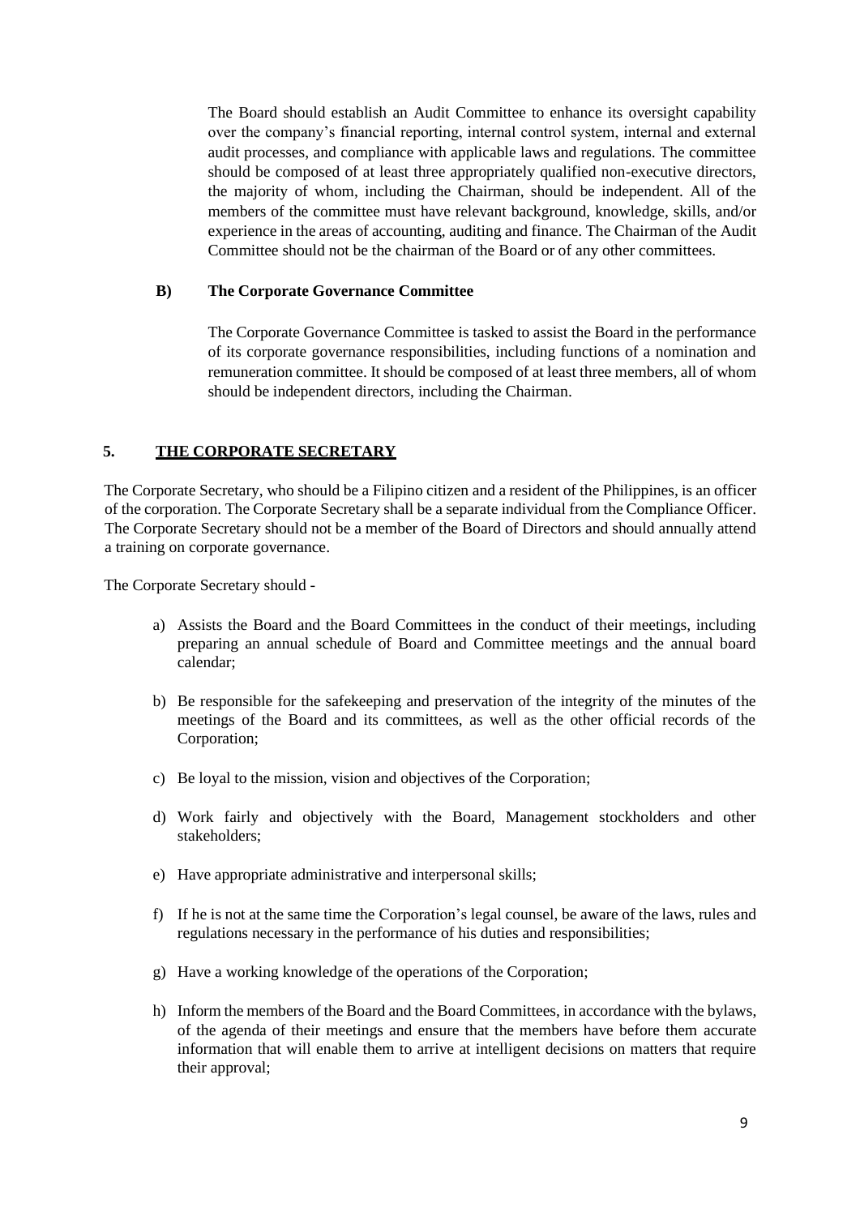The Board should establish an Audit Committee to enhance its oversight capability over the company's financial reporting, internal control system, internal and external audit processes, and compliance with applicable laws and regulations. The committee should be composed of at least three appropriately qualified non-executive directors, the majority of whom, including the Chairman, should be independent. All of the members of the committee must have relevant background, knowledge, skills, and/or experience in the areas of accounting, auditing and finance. The Chairman of the Audit Committee should not be the chairman of the Board or of any other committees.

**B) The Corporate Governance Committee**

The Corporate Governance Committee is tasked to assist the Board in the performance of its corporate governance responsibilities, including functions of a nomination and remuneration committee. It should be composed of at least three members, all of whom should be independent directors, including the Chairman.

## 5. THE CORPORATE SECRETARY

The Corporate Secretary, who should be a Filipino citizen and a resident of the Philippines, is an officer of the corporation. The Corporate Secretary shall be a separate individual from the Compliance Officer. The Corporate Secretary should not be a member of the Board of Directors and should annually attend a training on corporate governance.

The Corporate Secretary should -

a) Assists the Board and the Board Committees in the conduct of their meetings, including preparing an annual schedule of Board and Committee meetings and the annual board calendar;

b) Be responsible for the safekeeping and preservation of the integrity of the minutes of the meetings of the Board and its committees, as well as the other official records of the Corporation;

c) Be loyal to the mission, vision and objectives of the Corporation;

d) Work fairly and objectively with the Board, Management stockholders and other stakeholders;

e) Have appropriate administrative and interpersonal skills;

f) If he is not at the same time the Corporation's legal counsel, be aware of the laws, rules and regulations necessary in the performance of his duties and responsibilities;

g) Have a working knowledge of the operations of the Corporation;

h) Inform the members of the Board and the Board Committees, in accordance with the bylaws, of the agenda of their meetings and ensure that the members have before them accurate information that will enable them to arrive at intelligent decisions on matters that require their approval;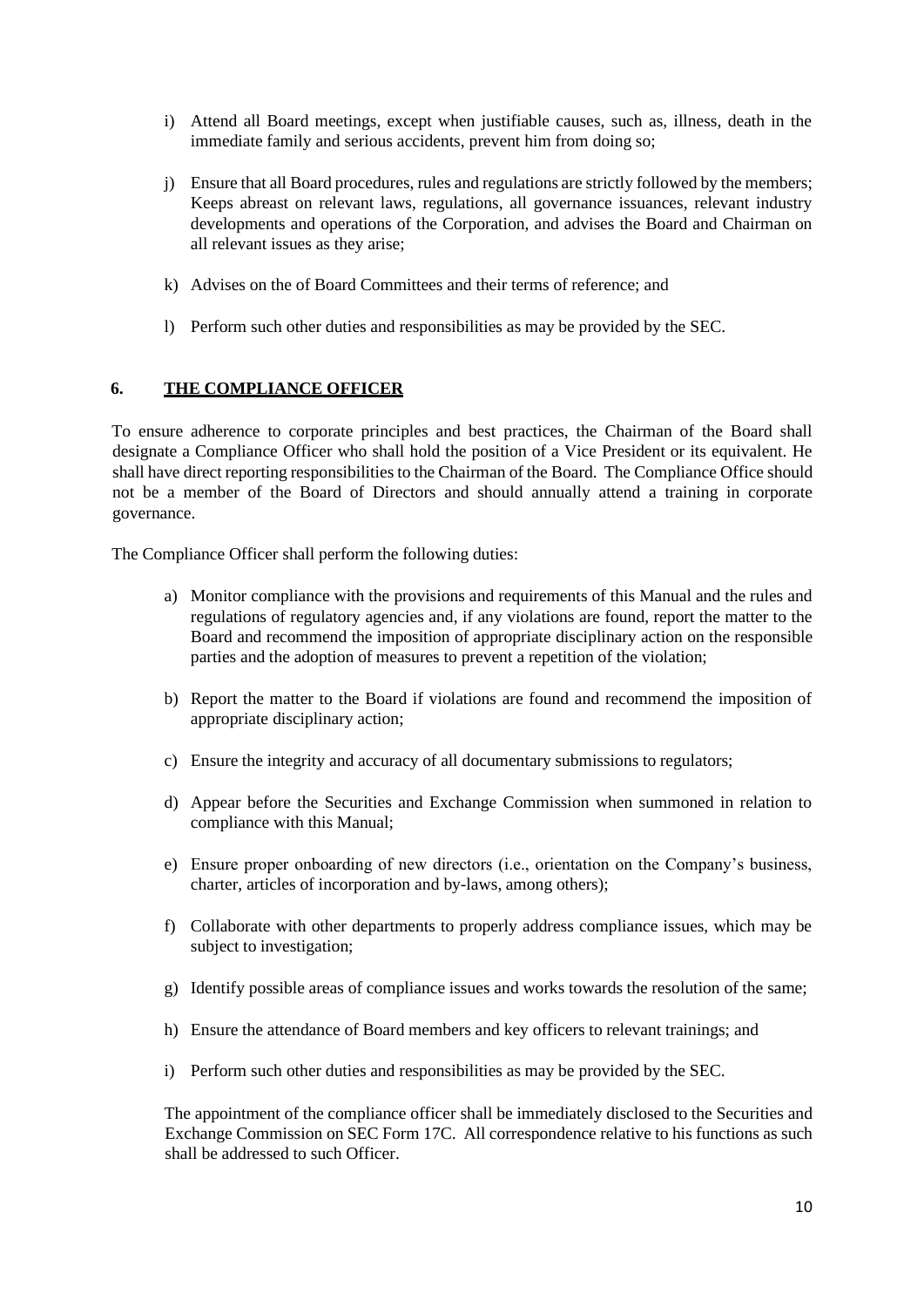i) Attend all Board meetings, except when justifiable causes, such as, illness, death in the immediate family and serious accidents, prevent him from doing so;

j) Ensure that all Board procedures, rules and regulations are strictly followed by the members; Keeps abreast on relevant laws, regulations, all governance issuances, relevant industry developments and operations of the Corporation, and advises the Board and Chairman on all relevant issues as they arise;

k) Advises on the of Board Committees and their terms of reference; and

l) Perform such other duties and responsibilities as may be provided by the SEC.

## 6. <u>THE COMPLIANCE OFFICER</u>

To ensure adherence to corporate principles and best practices, the Chairman of the Board shall designate a Compliance Officer who shall hold the position of a Vice President or its equivalent. He shall have direct reporting responsibilities to the Chairman of the Board. The Compliance Office should not be a member of the Board of Directors and should annually attend a training in corporate governance.

The Compliance Officer shall perform the following duties:

a) Monitor compliance with the provisions and requirements of this Manual and the rules and regulations of regulatory agencies and, if any violations are found, report the matter to the Board and recommend the imposition of appropriate disciplinary action on the responsible parties and the adoption of measures to prevent a repetition of the violation;

b) Report the matter to the Board if violations are found and recommend the imposition of appropriate disciplinary action;

c) Ensure the integrity and accuracy of all documentary submissions to regulators;

d) Appear before the Securities and Exchange Commission when summoned in relation to compliance with this Manual;

e) Ensure proper onboarding of new directors (i.e., orientation on the Company's business, charter, articles of incorporation and by-laws, among others);

f) Collaborate with other departments to properly address compliance issues, which may be subject to investigation;

g) Identify possible areas of compliance issues and works towards the resolution of the same;

h) Ensure the attendance of Board members and key officers to relevant trainings; and

i) Perform such other duties and responsibilities as may be provided by the SEC.

The appointment of the compliance officer shall be immediately disclosed to the Securities and Exchange Commission on SEC Form 17C. All correspondence relative to his functions as such shall be addressed to such Officer.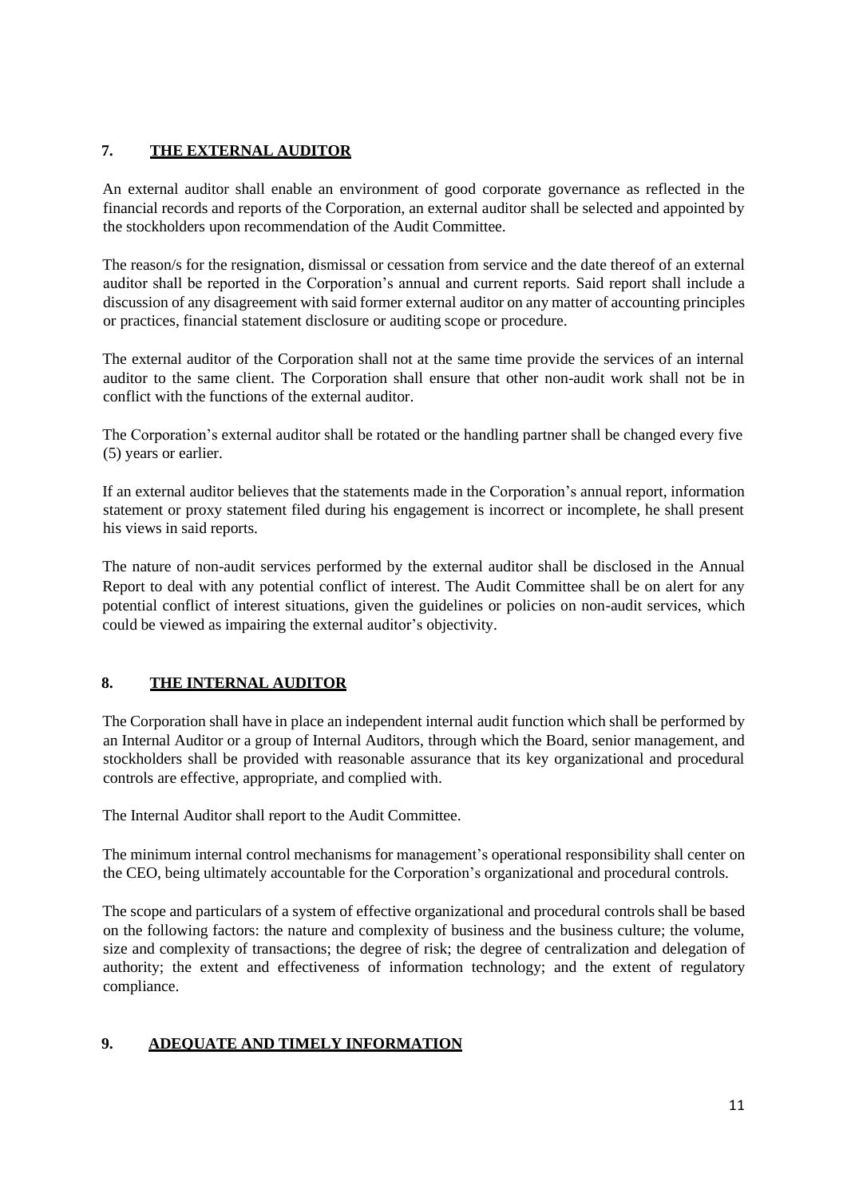## 7. THE EXTERNAL AUDITOR

An external auditor shall enable an environment of good corporate governance as reflected in the financial records and reports of the Corporation, an external auditor shall be selected and appointed by the stockholders upon recommendation of the Audit Committee.

The reason/s for the resignation, dismissal or cessation from service and the date thereof of an external auditor shall be reported in the Corporation's annual and current reports. Said report shall include a discussion of any disagreement with said former external auditor on any matter of accounting principles or practices, financial statement disclosure or auditing scope or procedure.

The external auditor of the Corporation shall not at the same time provide the services of an internal auditor to the same client. The Corporation shall ensure that other non-audit work shall not be in conflict with the functions of the external auditor.

The Corporation's external auditor shall be rotated or the handling partner shall be changed every five (5) years or earlier.

If an external auditor believes that the statements made in the Corporation's annual report, information statement or proxy statement filed during his engagement is incorrect or incomplete, he shall present his views in said reports.

The nature of non-audit services performed by the external auditor shall be disclosed in the Annual Report to deal with any potential conflict of interest. The Audit Committee shall be on alert for any potential conflict of interest situations, given the guidelines or policies on non-audit services, which could be viewed as impairing the external auditor's objectivity.

## 8. THE INTERNAL AUDITOR

The Corporation shall have in place an independent internal audit function which shall be performed by an Internal Auditor or a group of Internal Auditors, through which the Board, senior management, and stockholders shall be provided with reasonable assurance that its key organizational and procedural controls are effective, appropriate, and complied with.

The Internal Auditor shall report to the Audit Committee.

The minimum internal control mechanisms for management's operational responsibility shall center on the CEO, being ultimately accountable for the Corporation's organizational and procedural controls.

The scope and particulars of a system of effective organizational and procedural controls shall be based on the following factors: the nature and complexity of business and the business culture; the volume, size and complexity of transactions; the degree of risk; the degree of centralization and delegation of authority; the extent and effectiveness of information technology; and the extent of regulatory compliance.

## 9. ADEQUATE AND TIMELY INFORMATION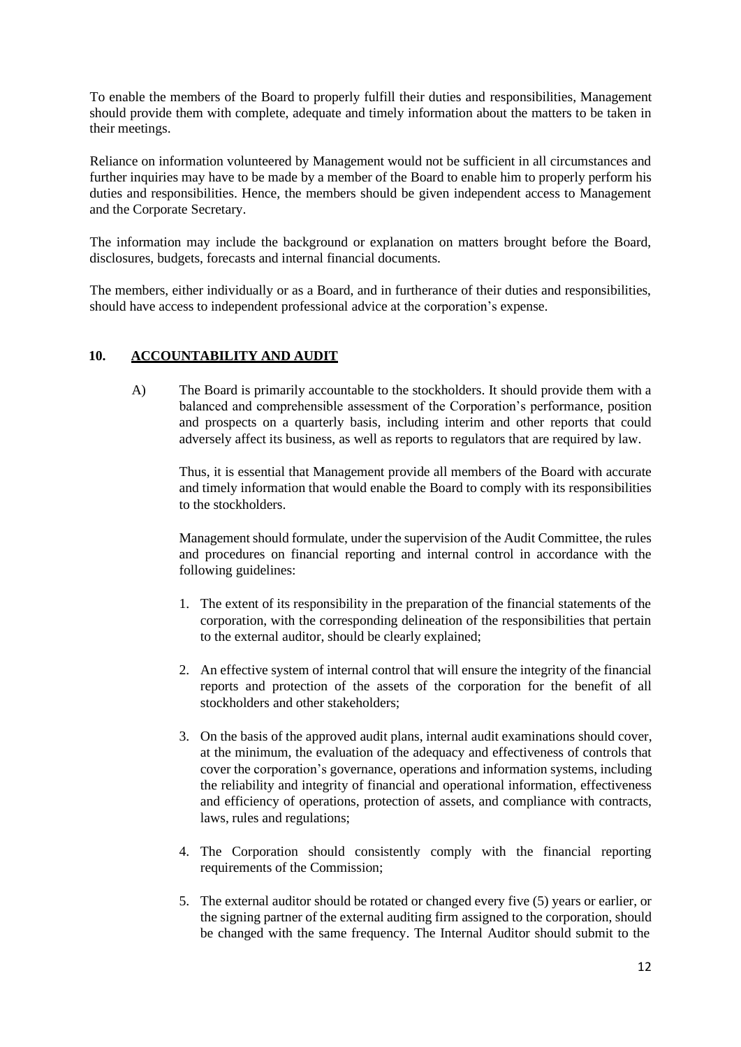To enable the members of the Board to properly fulfill their duties and responsibilities, Management should provide them with complete, adequate and timely information about the matters to be taken in their meetings.

Reliance on information volunteered by Management would not be sufficient in all circumstances and further inquiries may have to be made by a member of the Board to enable him to properly perform his duties and responsibilities. Hence, the members should be given independent access to Management and the Corporate Secretary.

The information may include the background or explanation on matters brought before the Board, disclosures, budgets, forecasts and internal financial documents.

The members, either individually or as a Board, and in furtherance of their duties and responsibilities, should have access to independent professional advice at the corporation's expense.

## 10. <u>ACCOUNTABILITY AND AUDIT</u>

A) The Board is primarily accountable to the stockholders. It should provide them with a balanced and comprehensible assessment of the Corporation's performance, position and prospects on a quarterly basis, including interim and other reports that could adversely affect its business, as well as reports to regulators that are required by law.

Thus, it is essential that Management provide all members of the Board with accurate and timely information that would enable the Board to comply with its responsibilities to the stockholders.

Management should formulate, under the supervision of the Audit Committee, the rules and procedures on financial reporting and internal control in accordance with the following guidelines:

1. The extent of its responsibility in the preparation of the financial statements of the corporation, with the corresponding delineation of the responsibilities that pertain to the external auditor, should be clearly explained;

2. An effective system of internal control that will ensure the integrity of the financial reports and protection of the assets of the corporation for the benefit of all stockholders and other stakeholders;

3. On the basis of the approved audit plans, internal audit examinations should cover, at the minimum, the evaluation of the adequacy and effectiveness of controls that cover the corporation's governance, operations and information systems, including the reliability and integrity of financial and operational information, effectiveness and efficiency of operations, protection of assets, and compliance with contracts, laws, rules and regulations;

4. The Corporation should consistently comply with the financial reporting requirements of the Commission;

5. The external auditor should be rotated or changed every five (5) years or earlier, or the signing partner of the external auditing firm assigned to the corporation, should be changed with the same frequency. The Internal Auditor should submit to the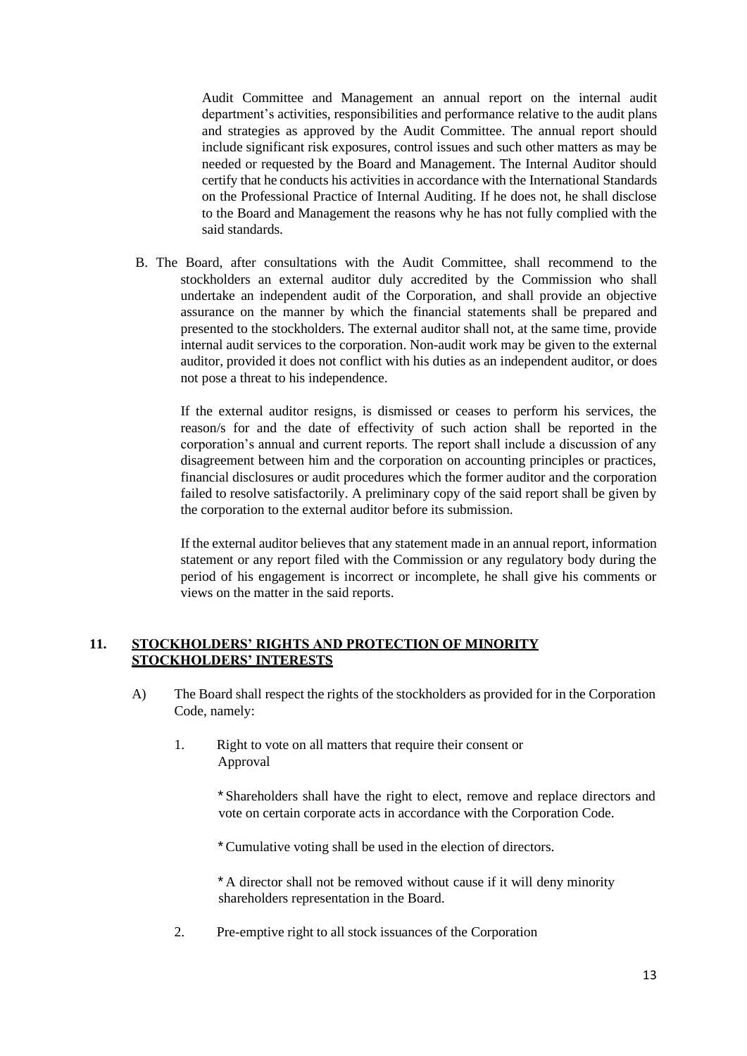Audit Committee and Management an annual report on the internal audit department's activities, responsibilities and performance relative to the audit plans and strategies as approved by the Audit Committee. The annual report should include significant risk exposures, control issues and such other matters as may be needed or requested by the Board and Management. The Internal Auditor should certify that he conducts his activities in accordance with the International Standards on the Professional Practice of Internal Auditing. If he does not, he shall disclose to the Board and Management the reasons why he has not fully complied with the said standards.

B. The Board, after consultations with the Audit Committee, shall recommend to the stockholders an external auditor duly accredited by the Commission who shall undertake an independent audit of the Corporation, and shall provide an objective assurance on the manner by which the financial statements shall be prepared and presented to the stockholders. The external auditor shall not, at the same time, provide internal audit services to the corporation. Non-audit work may be given to the external auditor, provided it does not conflict with his duties as an independent auditor, or does not pose a threat to his independence.

If the external auditor resigns, is dismissed or ceases to perform his services, the reason/s for and the date of effectivity of such action shall be reported in the corporation's annual and current reports. The report shall include a discussion of any disagreement between him and the corporation on accounting principles or practices, financial disclosures or audit procedures which the former auditor and the corporation failed to resolve satisfactorily. A preliminary copy of the said report shall be given by the corporation to the external auditor before its submission.

If the external auditor believes that any statement made in an annual report, information statement or any report filed with the Commission or any regulatory body during the period of his engagement is incorrect or incomplete, he shall give his comments or views on the matter in the said reports.

## 11. STOCKHOLDERS' RIGHTS AND PROTECTION OF MINORITY STOCKHOLDERS' INTERESTS

A) The Board shall respect the rights of the stockholders as provided for in the Corporation Code, namely:

1. Right to vote on all matters that require their consent or Approval

   * Shareholders shall have the right to elect, remove and replace directors and vote on certain corporate acts in accordance with the Corporation Code.

   * Cumulative voting shall be used in the election of directors.

   * A director shall not be removed without cause if it will deny minority shareholders representation in the Board.

2. Pre-emptive right to all stock issuances of the Corporation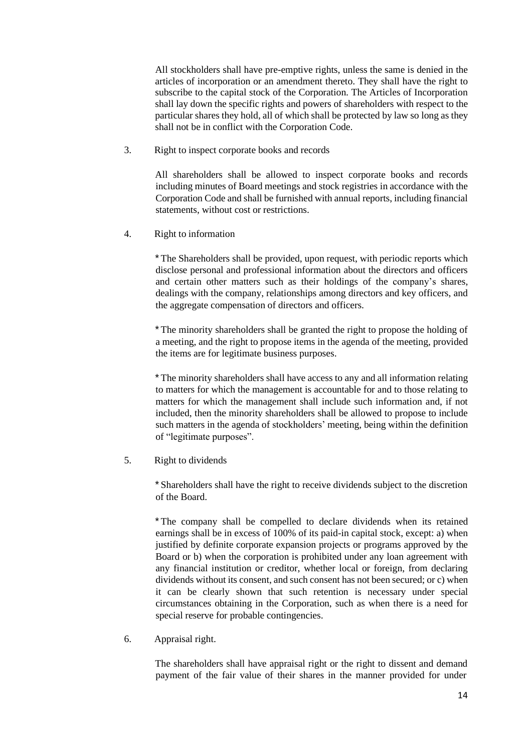All stockholders shall have pre-emptive rights, unless the same is denied in the articles of incorporation or an amendment thereto. They shall have the right to subscribe to the capital stock of the Corporation. The Articles of Incorporation shall lay down the specific rights and powers of shareholders with respect to the particular shares they hold, all of which shall be protected by law so long as they shall not be in conflict with the Corporation Code.

3. Right to inspect corporate books and records

All shareholders shall be allowed to inspect corporate books and records including minutes of Board meetings and stock registries in accordance with the Corporation Code and shall be furnished with annual reports, including financial statements, without cost or restrictions.

4. Right to information

* The Shareholders shall be provided, upon request, with periodic reports which disclose personal and professional information about the directors and officers and certain other matters such as their holdings of the company's shares, dealings with the company, relationships among directors and key officers, and the aggregate compensation of directors and officers.

* The minority shareholders shall be granted the right to propose the holding of a meeting, and the right to propose items in the agenda of the meeting, provided the items are for legitimate business purposes.

* The minority shareholders shall have access to any and all information relating to matters for which the management is accountable for and to those relating to matters for which the management shall include such information and, if not included, then the minority shareholders shall be allowed to propose to include such matters in the agenda of stockholders' meeting, being within the definition of "legitimate purposes".

5. Right to dividends

* Shareholders shall have the right to receive dividends subject to the discretion of the Board.

* The company shall be compelled to declare dividends when its retained earnings shall be in excess of 100% of its paid-in capital stock, except: a) when justified by definite corporate expansion projects or programs approved by the Board or b) when the corporation is prohibited under any loan agreement with any financial institution or creditor, whether local or foreign, from declaring dividends without its consent, and such consent has not been secured; or c) when it can be clearly shown that such retention is necessary under special circumstances obtaining in the Corporation, such as when there is a need for special reserve for probable contingencies.

6. Appraisal right.

The shareholders shall have appraisal right or the right to dissent and demand payment of the fair value of their shares in the manner provided for under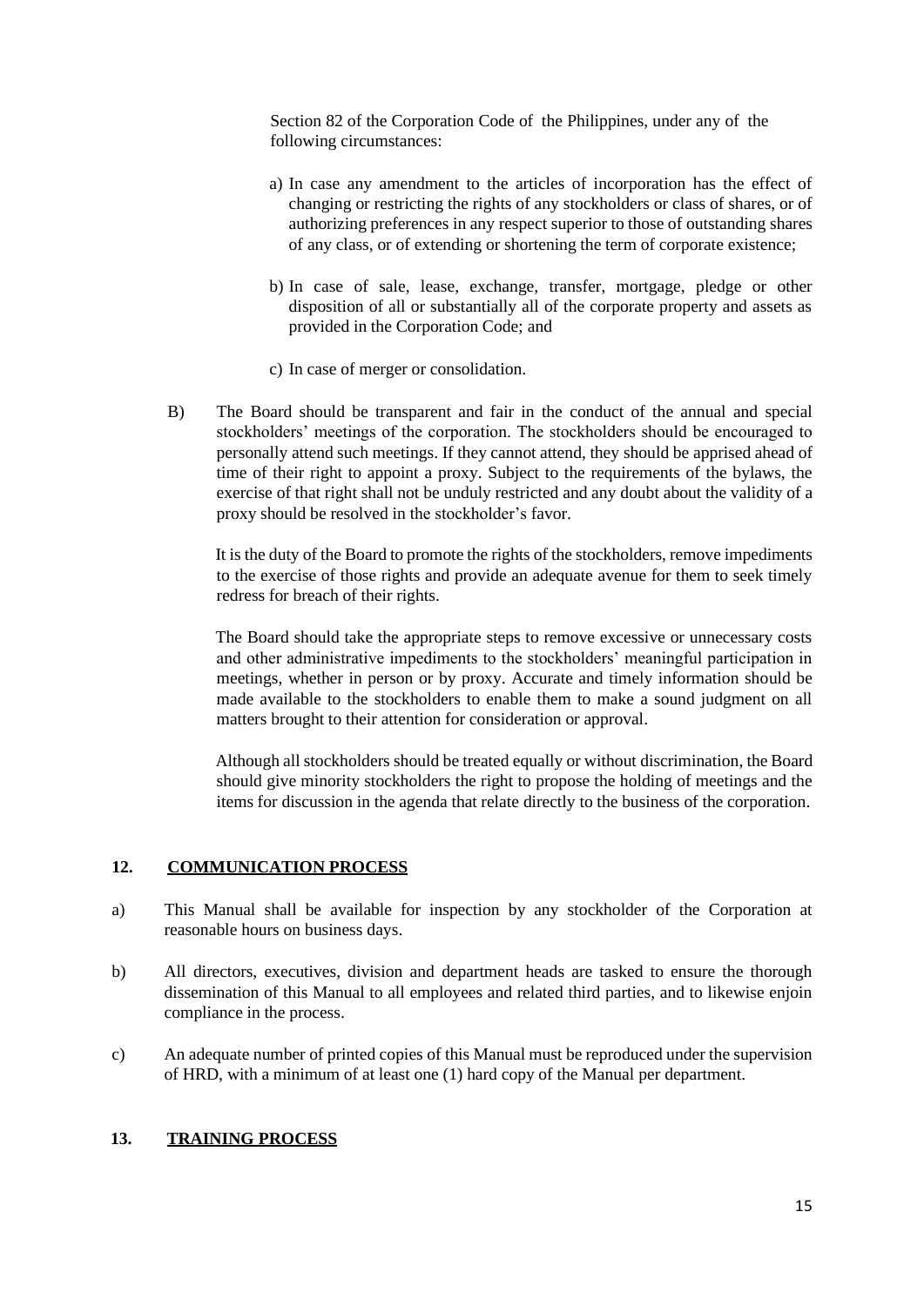Section 82 of the Corporation Code of the Philippines, under any of the following circumstances:

a) In case any amendment to the articles of incorporation has the effect of changing or restricting the rights of any stockholders or class of shares, or of authorizing preferences in any respect superior to those of outstanding shares of any class, or of extending or shortening the term of corporate existence;

b) In case of sale, lease, exchange, transfer, mortgage, pledge or other disposition of all or substantially all of the corporate property and assets as provided in the Corporation Code; and

c) In case of merger or consolidation.

B) The Board should be transparent and fair in the conduct of the annual and special stockholders' meetings of the corporation. The stockholders should be encouraged to personally attend such meetings. If they cannot attend, they should be apprised ahead of time of their right to appoint a proxy. Subject to the requirements of the bylaws, the exercise of that right shall not be unduly restricted and any doubt about the validity of a proxy should be resolved in the stockholder's favor.

It is the duty of the Board to promote the rights of the stockholders, remove impediments to the exercise of those rights and provide an adequate avenue for them to seek timely redress for breach of their rights.

The Board should take the appropriate steps to remove excessive or unnecessary costs and other administrative impediments to the stockholders' meaningful participation in meetings, whether in person or by proxy. Accurate and timely information should be made available to the stockholders to enable them to make a sound judgment on all matters brought to their attention for consideration or approval.

Although all stockholders should be treated equally or without discrimination, the Board should give minority stockholders the right to propose the holding of meetings and the items for discussion in the agenda that relate directly to the business of the corporation.

## 12. COMMUNICATION PROCESS

a) This Manual shall be available for inspection by any stockholder of the Corporation at reasonable hours on business days.

b) All directors, executives, division and department heads are tasked to ensure the thorough dissemination of this Manual to all employees and related third parties, and to likewise enjoin compliance in the process.

c) An adequate number of printed copies of this Manual must be reproduced under the supervision of HRD, with a minimum of at least one (1) hard copy of the Manual per department.

## 13. TRAINING PROCESS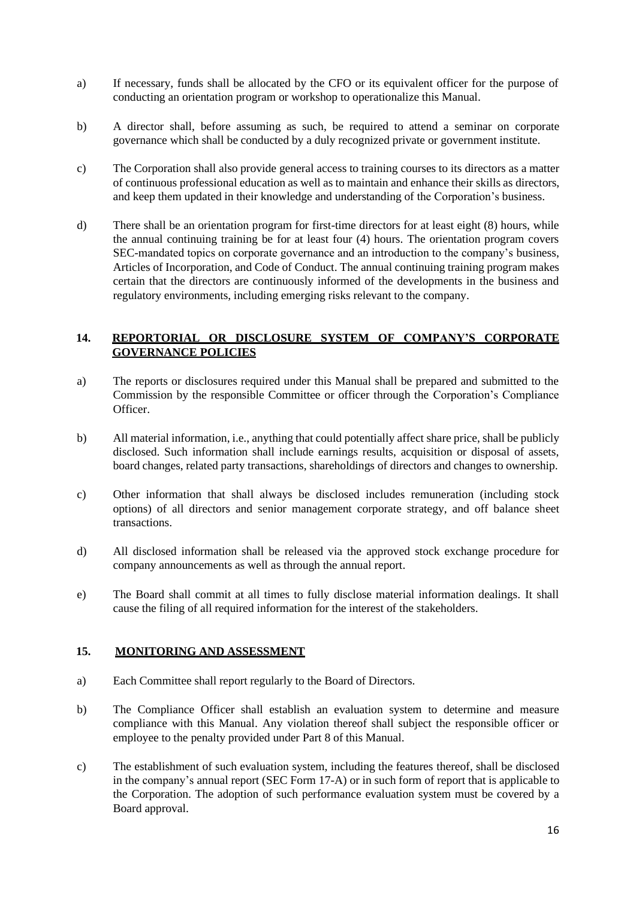a) If necessary, funds shall be allocated by the CFO or its equivalent officer for the purpose of conducting an orientation program or workshop to operationalize this Manual.

b) A director shall, before assuming as such, be required to attend a seminar on corporate governance which shall be conducted by a duly recognized private or government institute.

c) The Corporation shall also provide general access to training courses to its directors as a matter of continuous professional education as well as to maintain and enhance their skills as directors, and keep them updated in their knowledge and understanding of the Corporation's business.

d) There shall be an orientation program for first-time directors for at least eight (8) hours, while the annual continuing training be for at least four (4) hours. The orientation program covers SEC-mandated topics on corporate governance and an introduction to the company's business, Articles of Incorporation, and Code of Conduct. The annual continuing training program makes certain that the directors are continuously informed of the developments in the business and regulatory environments, including emerging risks relevant to the company.

## 14. REPORTORIAL OR DISCLOSURE SYSTEM OF COMPANY'S CORPORATE GOVERNANCE POLICIES

a) The reports or disclosures required under this Manual shall be prepared and submitted to the Commission by the responsible Committee or officer through the Corporation's Compliance Officer.

b) All material information, i.e., anything that could potentially affect share price, shall be publicly disclosed. Such information shall include earnings results, acquisition or disposal of assets, board changes, related party transactions, shareholdings of directors and changes to ownership.

c) Other information that shall always be disclosed includes remuneration (including stock options) of all directors and senior management corporate strategy, and off balance sheet transactions.

d) All disclosed information shall be released via the approved stock exchange procedure for company announcements as well as through the annual report.

e) The Board shall commit at all times to fully disclose material information dealings. It shall cause the filing of all required information for the interest of the stakeholders.

## 15. MONITORING AND ASSESSMENT

a) Each Committee shall report regularly to the Board of Directors.

b) The Compliance Officer shall establish an evaluation system to determine and measure compliance with this Manual. Any violation thereof shall subject the responsible officer or employee to the penalty provided under Part 8 of this Manual.

c) The establishment of such evaluation system, including the features thereof, shall be disclosed in the company's annual report (SEC Form 17-A) or in such form of report that is applicable to the Corporation. The adoption of such performance evaluation system must be covered by a Board approval.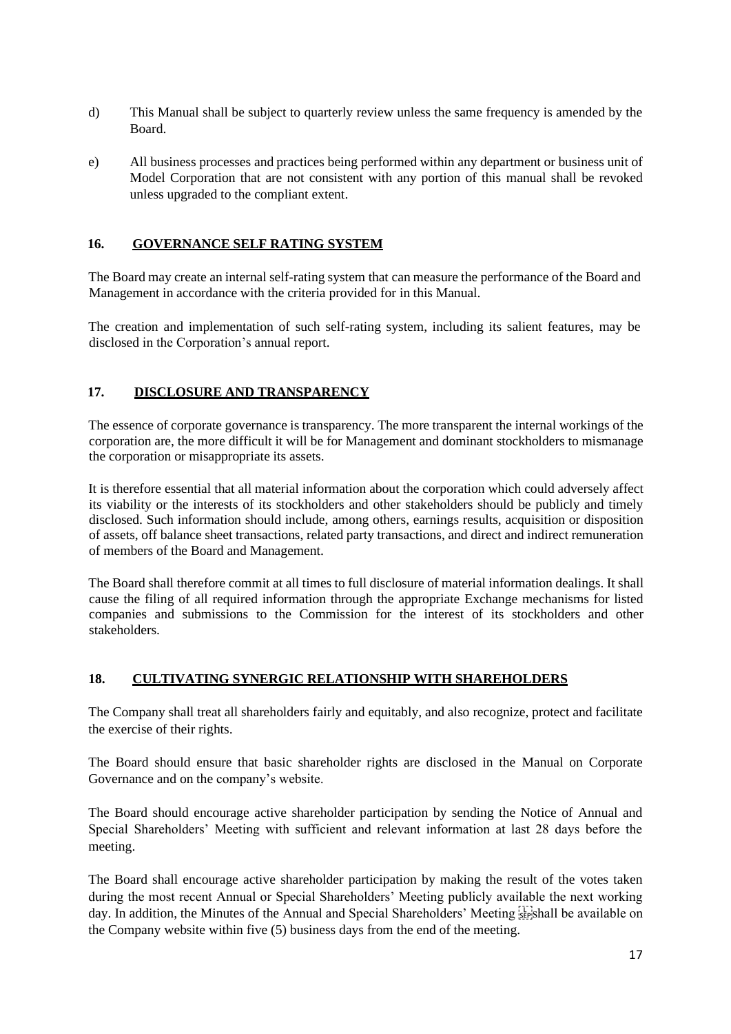d) This Manual shall be subject to quarterly review unless the same frequency is amended by the Board.

e) All business processes and practices being performed within any department or business unit of Model Corporation that are not consistent with any portion of this manual shall be revoked unless upgraded to the compliant extent.

## 16. GOVERNANCE SELF RATING SYSTEM

The Board may create an internal self-rating system that can measure the performance of the Board and Management in accordance with the criteria provided for in this Manual.

The creation and implementation of such self-rating system, including its salient features, may be disclosed in the Corporation's annual report.

## 17. DISCLOSURE AND TRANSPARENCY

The essence of corporate governance is transparency. The more transparent the internal workings of the corporation are, the more difficult it will be for Management and dominant stockholders to mismanage the corporation or misappropriate its assets.

It is therefore essential that all material information about the corporation which could adversely affect its viability or the interests of its stockholders and other stakeholders should be publicly and timely disclosed. Such information should include, among others, earnings results, acquisition or disposition of assets, off balance sheet transactions, related party transactions, and direct and indirect remuneration of members of the Board and Management.

The Board shall therefore commit at all times to full disclosure of material information dealings. It shall cause the filing of all required information through the appropriate Exchange mechanisms for listed companies and submissions to the Commission for the interest of its stockholders and other stakeholders.

## 18. CULTIVATING SYNERGIC RELATIONSHIP WITH SHAREHOLDERS

The Company shall treat all shareholders fairly and equitably, and also recognize, protect and facilitate the exercise of their rights.

The Board should ensure that basic shareholder rights are disclosed in the Manual on Corporate Governance and on the company's website.

The Board should encourage active shareholder participation by sending the Notice of Annual and Special Shareholders' Meeting with sufficient and relevant information at last 28 days before the meeting.

The Board shall encourage active shareholder participation by making the result of the votes taken during the most recent Annual or Special Shareholders' Meeting publicly available the next working day. In addition, the Minutes of the Annual and Special Shareholders' Meeting shall be available on the Company website within five (5) business days from the end of the meeting.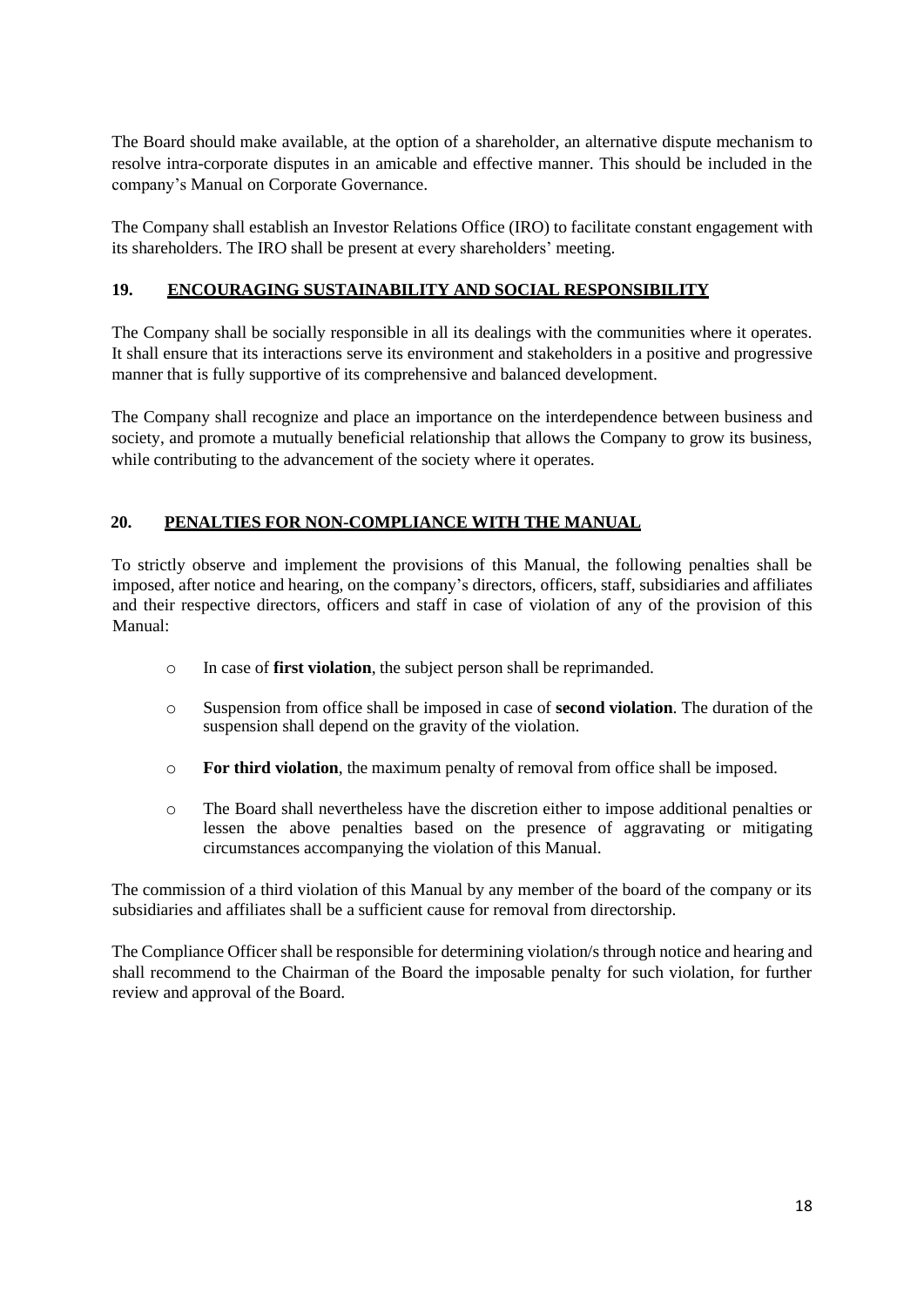The Board should make available, at the option of a shareholder, an alternative dispute mechanism to resolve intra-corporate disputes in an amicable and effective manner. This should be included in the company's Manual on Corporate Governance.

The Company shall establish an Investor Relations Office (IRO) to facilitate constant engagement with its shareholders. The IRO shall be present at every shareholders' meeting.

## 19. ENCOURAGING SUSTAINABILITY AND SOCIAL RESPONSIBILITY

The Company shall be socially responsible in all its dealings with the communities where it operates. It shall ensure that its interactions serve its environment and stakeholders in a positive and progressive manner that is fully supportive of its comprehensive and balanced development.

The Company shall recognize and place an importance on the interdependence between business and society, and promote a mutually beneficial relationship that allows the Company to grow its business, while contributing to the advancement of the society where it operates.

## 20. PENALTIES FOR NON-COMPLIANCE WITH THE MANUAL

To strictly observe and implement the provisions of this Manual, the following penalties shall be imposed, after notice and hearing, on the company's directors, officers, staff, subsidiaries and affiliates and their respective directors, officers and staff in case of violation of any of the provision of this Manual:

- In case of **first violation**, the subject person shall be reprimanded.
- Suspension from office shall be imposed in case of **second violation**. The duration of the suspension shall depend on the gravity of the violation.
- **For third violation**, the maximum penalty of removal from office shall be imposed.
- The Board shall nevertheless have the discretion either to impose additional penalties or lessen the above penalties based on the presence of aggravating or mitigating circumstances accompanying the violation of this Manual.

The commission of a third violation of this Manual by any member of the board of the company or its subsidiaries and affiliates shall be a sufficient cause for removal from directorship.

The Compliance Officer shall be responsible for determining violation/s through notice and hearing and shall recommend to the Chairman of the Board the imposable penalty for such violation, for further review and approval of the Board.